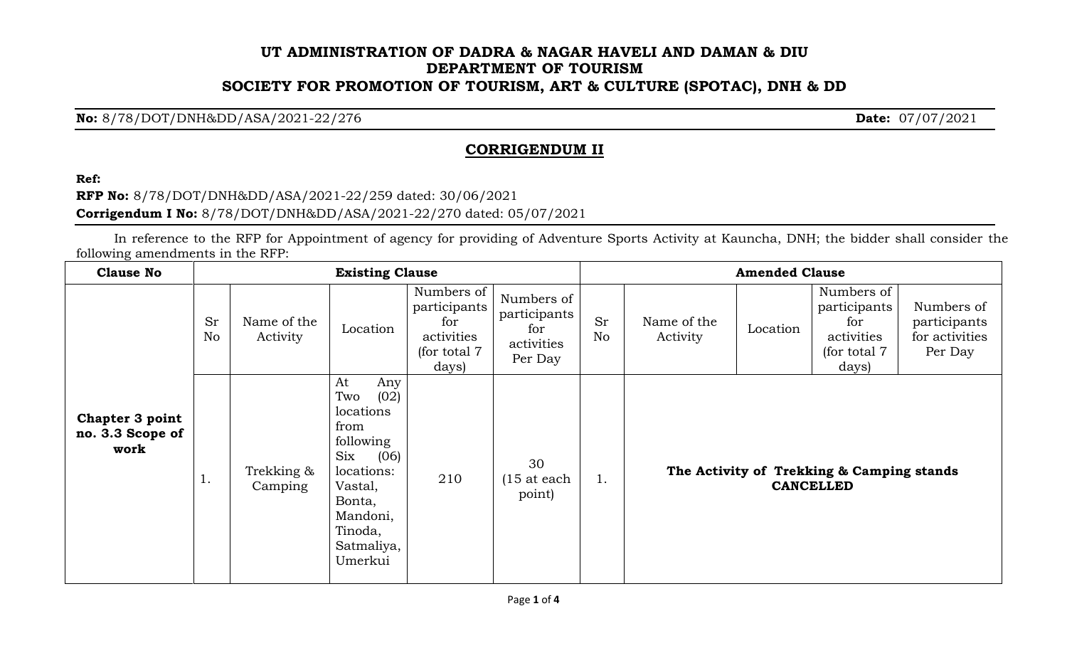# UT ADMINISTRATION OF DADRA & NAGAR HAVELI AND DAMAN & DIU
# DEPARTMENT OF TOURISM
# SOCIETY FOR PROMOTION OF TOURISM, ART & CULTURE (SPOTAC), DNH & DD

**No:** 8/78/DOT/DNH&DD/ASA/2021-22/276 **Date:** 07/07/2021

## CORRIGENDUM II

**Ref:**

**RFP No:** 8/78/DOT/DNH&DD/ASA/2021-22/259 dated: 30/06/2021

**Corrigendum I No:** 8/78/DOT/DNH&DD/ASA/2021-22/270 dated: 05/07/2021

In reference to the RFP for Appointment of agency for providing of Adventure Sports Activity at Kauncha, DNH; the bidder shall consider the following amendments in the RFP:

| Clause No | Existing Clause | | | | | Amended Clause | | | | |
|---|---|---|---|---|---|---|---|---|---|---|
| | Sr No | Name of the Activity | Location | Numbers of participants for activities (for total 7 days) | Numbers of participants for activities Per Day | Sr No | Name of the Activity | Location | Numbers of participants for activities (for total 7 days) | Numbers of participants for activities Per Day |
| **Chapter 3 point no. 3.3 Scope of work** | 1. | Trekking & Camping | At Any Two (02) locations from following Six (06) locations: Vastal, Bonta, Mandoni, Tinoda, Satmaliya, Umerkui | 210 | 30 (15 at each point) | 1. | **The Activity of Trekking & Camping stands CANCELLED** | | | |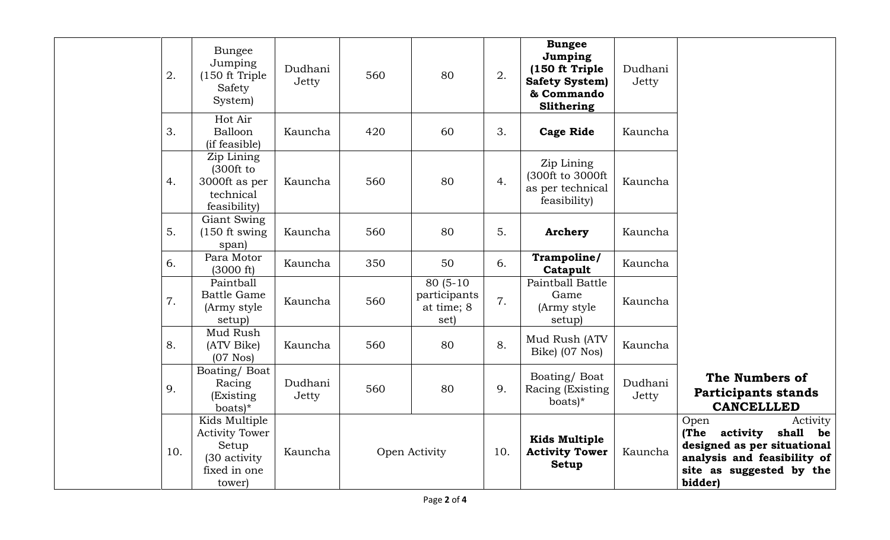| | | | | | | | | |
|---|---|---|---|---|---|---|---|---|
| | 2. | Bungee Jumping (150 ft Triple Safety System) | Dudhani Jetty | 560 | 80 | 2. | **Bungee Jumping (150 ft Triple Safety System) & Commando Slithering** | Dudhani Jetty | |
| | 3. | Hot Air Balloon (if feasible) | Kauncha | 420 | 60 | 3. | **Cage Ride** | Kauncha | |
| | 4. | Zip Lining (300ft to 3000ft as per technical feasibility) | Kauncha | 560 | 80 | 4. | Zip Lining (300ft to 3000ft as per technical feasibility) | Kauncha | |
| | 5. | Giant Swing (150 ft swing span) | Kauncha | 560 | 80 | 5. | **Archery** | Kauncha | |
| | 6. | Para Motor (3000 ft) | Kauncha | 350 | 50 | 6. | **Trampoline/ Catapult** | Kauncha | |
| | 7. | Paintball Battle Game (Army style setup) | Kauncha | 560 | 80 (5-10 participants at time; 8 set) | 7. | Paintball Battle Game (Army style setup) | Kauncha | |
| | 8. | Mud Rush (ATV Bike) (07 Nos) | Kauncha | 560 | 80 | 8. | Mud Rush (ATV Bike) (07 Nos) | Kauncha | |
| | 9. | Boating/ Boat Racing (Existing boats)* | Dudhani Jetty | 560 | 80 | 9. | Boating/ Boat Racing (Existing boats)* | Dudhani Jetty | **The Numbers of Participants stands CANCELLLED** |
| | 10. | Kids Multiple Activity Tower Setup (30 activity fixed in one tower) | Kauncha | Open Activity | | 10. | **Kids Multiple Activity Tower Setup** | Kauncha | Open Activity **(The activity shall be designed as per situational analysis and feasibility of site as suggested by the bidder)** |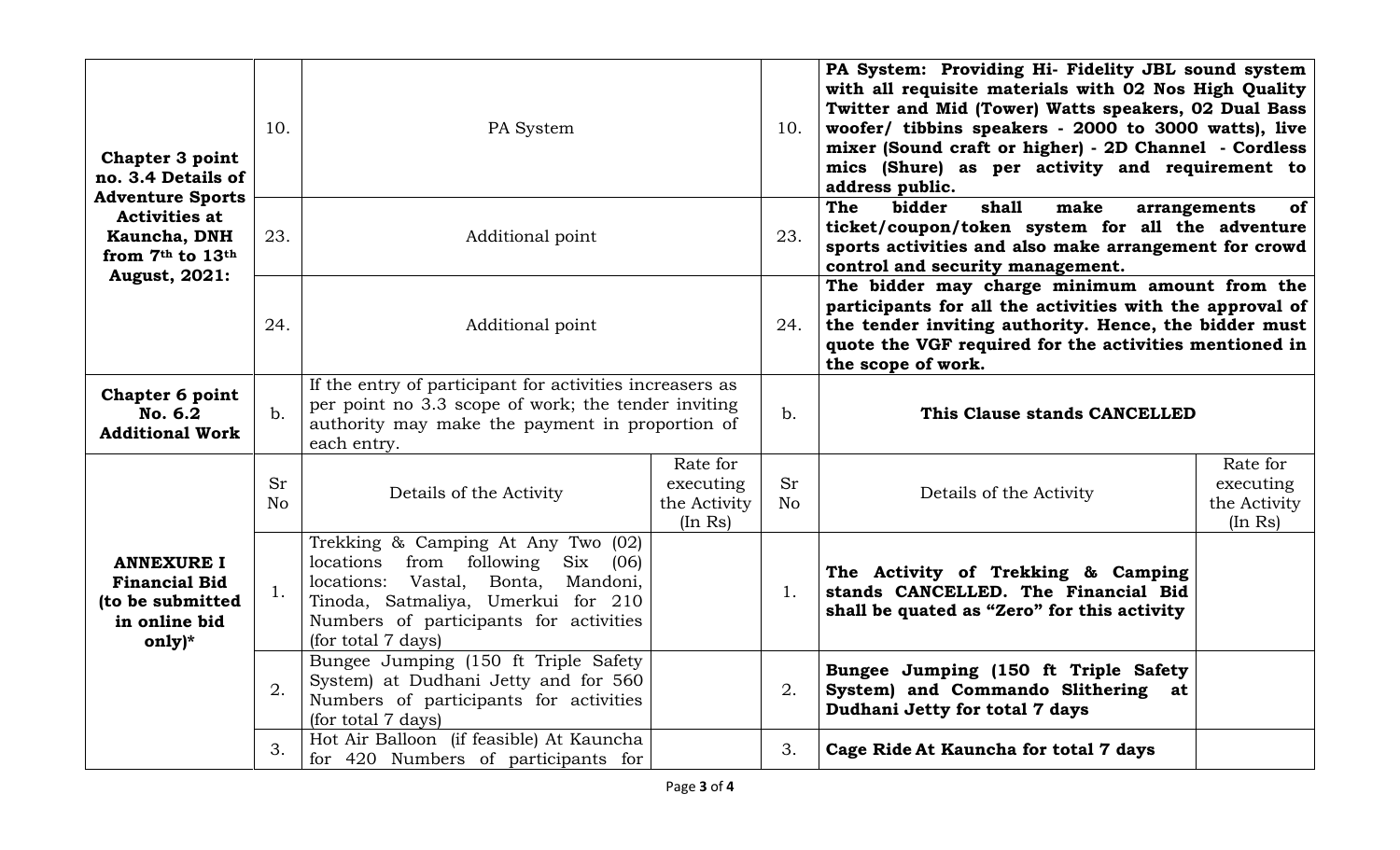| Section | Sr No | Details | Rate for executing the Activity (In Rs) | Sr No | Details | Rate for executing the Activity (In Rs) |
|---|---|---|---|---|---|---|
| **Chapter 3 point no. 3.4 Details of Adventure Sports Activities at Kauncha, DNH from 7th to 13th August, 2021:** | 10. | PA System | | 10. | **PA System: Providing Hi- Fidelity JBL sound system with all requisite materials with 02 Nos High Quality Twitter and Mid (Tower) Watts speakers, 02 Dual Bass woofer/ tibbins speakers - 2000 to 3000 watts), live mixer (Sound craft or higher) - 2D Channel - Cordless mics (Shure) as per activity and requirement to address public.** | |
| | 23. | Additional point | | 23. | **The bidder shall make arrangements of ticket/coupon/token system for all the adventure sports activities and also make arrangement for crowd control and security management.** | |
| | 24. | Additional point | | 24. | **The bidder may charge minimum amount from the participants for all the activities with the approval of the tender inviting authority. Hence, the bidder must quote the VGF required for the activities mentioned in the scope of work.** | |
| **Chapter 6 point No. 6.2 Additional Work** | b. | If the entry of participant for activities increasers as per point no 3.3 scope of work; the tender inviting authority may make the payment in proportion of each entry. | | b. | **This Clause stands CANCELLED** | |
| **ANNEXURE I Financial Bid (to be submitted in online bid only)*** | Sr No | Details of the Activity | Rate for executing the Activity (In Rs) | Sr No | Details of the Activity | Rate for executing the Activity (In Rs) |
| | 1. | Trekking & Camping At Any Two (02) locations from following Six (06) locations: Vastal, Bonta, Mandoni, Tinoda, Satmaliya, Umerkui for 210 Numbers of participants for activities (for total 7 days) | | 1. | **The Activity of Trekking & Camping stands CANCELLED. The Financial Bid shall be quated as "Zero" for this activity** | |
| | 2. | Bungee Jumping (150 ft Triple Safety System) at Dudhani Jetty and for 560 Numbers of participants for activities (for total 7 days) | | 2. | **Bungee Jumping (150 ft Triple Safety System) and Commando Slithering at Dudhani Jetty for total 7 days** | |
| | 3. | Hot Air Balloon (if feasible) At Kauncha for 420 Numbers of participants for | | 3. | **Cage Ride At Kauncha for total 7 days** | |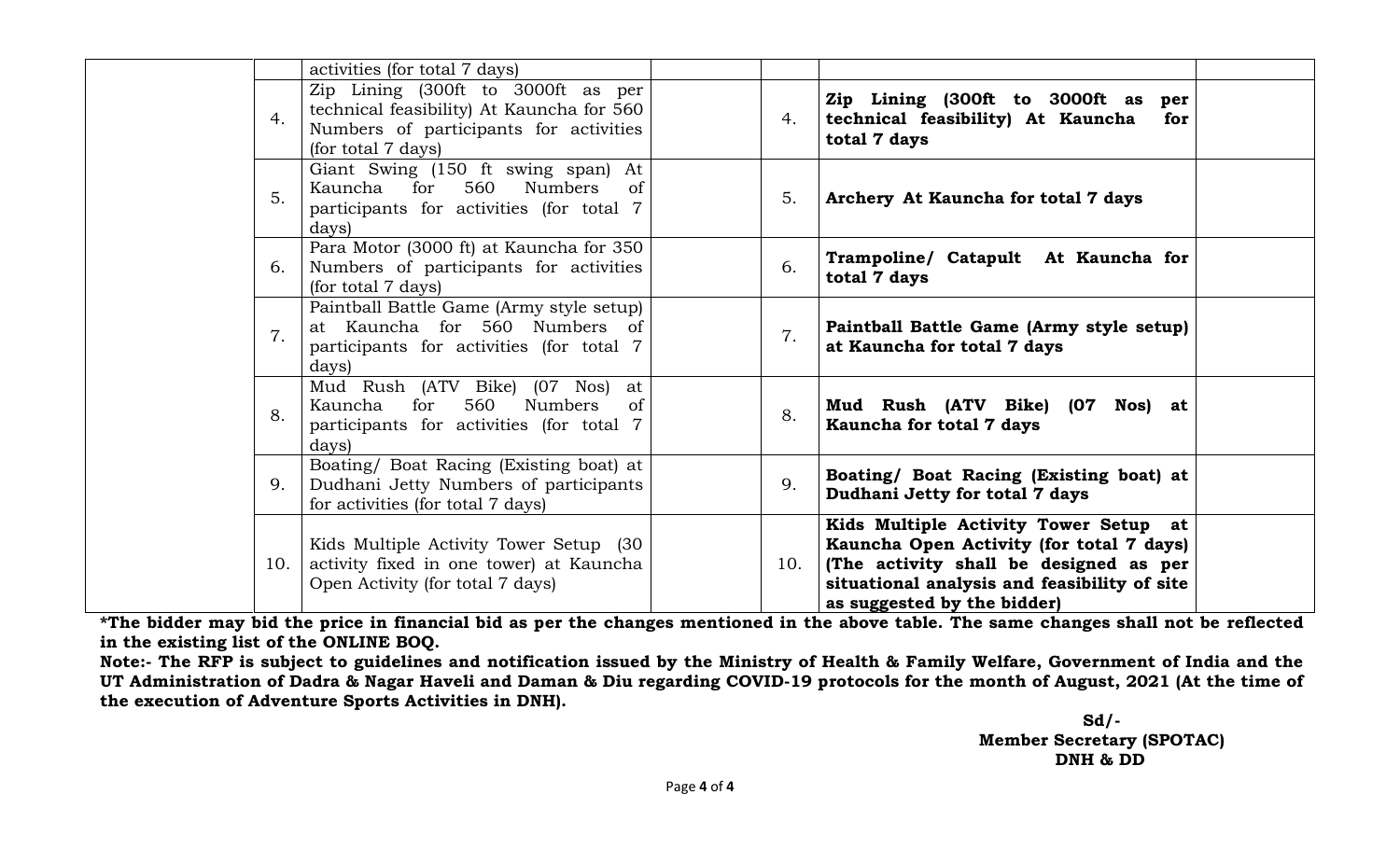| | | | | | | |
|---|---|---|---|---|---|---|
| | | activities (for total 7 days) | | | | |
| | 4. | Zip Lining (300ft to 3000ft as per technical feasibility) At Kauncha for 560 Numbers of participants for activities (for total 7 days) | | 4. | **Zip Lining (300ft to 3000ft as per technical feasibility) At Kauncha for total 7 days** | |
| | 5. | Giant Swing (150 ft swing span) At Kauncha for 560 Numbers of participants for activities (for total 7 days) | | 5. | **Archery At Kauncha for total 7 days** | |
| | 6. | Para Motor (3000 ft) at Kauncha for 350 Numbers of participants for activities (for total 7 days) | | 6. | **Trampoline/ Catapult At Kauncha for total 7 days** | |
| | 7. | Paintball Battle Game (Army style setup) at Kauncha for 560 Numbers of participants for activities (for total 7 days) | | 7. | **Paintball Battle Game (Army style setup) at Kauncha for total 7 days** | |
| | 8. | Mud Rush (ATV Bike) (07 Nos) at Kauncha for 560 Numbers of participants for activities (for total 7 days) | | 8. | **Mud Rush (ATV Bike) (07 Nos) at Kauncha for total 7 days** | |
| | 9. | Boating/ Boat Racing (Existing boat) at Dudhani Jetty Numbers of participants for activities (for total 7 days) | | 9. | **Boating/ Boat Racing (Existing boat) at Dudhani Jetty for total 7 days** | |
| | 10. | Kids Multiple Activity Tower Setup (30 activity fixed in one tower) at Kauncha Open Activity (for total 7 days) | | 10. | **Kids Multiple Activity Tower Setup at Kauncha Open Activity (for total 7 days) (The activity shall be designed as per situational analysis and feasibility of site as suggested by the bidder)** | |

**\*The bidder may bid the price in financial bid as per the changes mentioned in the above table. The same changes shall not be reflected in the existing list of the ONLINE BOQ.**

**Note:- The RFP is subject to guidelines and notification issued by the Ministry of Health & Family Welfare, Government of India and the UT Administration of Dadra & Nagar Haveli and Daman & Diu regarding COVID-19 protocols for the month of August, 2021 (At the time of the execution of Adventure Sports Activities in DNH).**

**Sd/-**
**Member Secretary (SPOTAC)**
**DNH & DD**